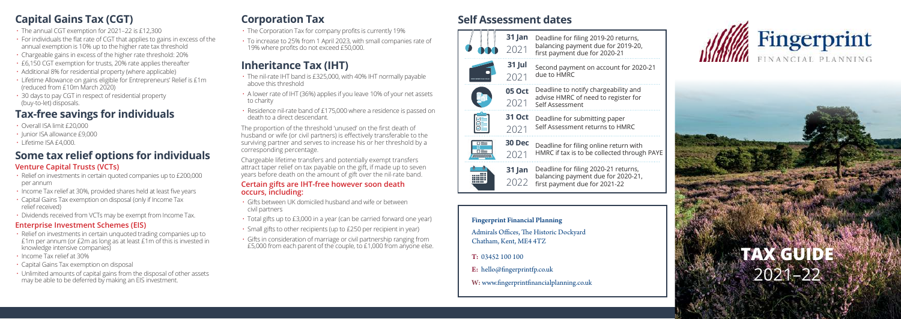## Capital Gains Tax (CGT)

- The annual CGT exemption for 2021–22 is £12,300
- For individuals the flat rate of CGT that applies to gains in excess of the annual exemption is 10% up to the higher rate tax threshold
- Chargeable gains in excess of the higher rate threshold: 20%
- £6,150 CGT exemption for trusts, 20% rate applies thereafter
- Additional 8% for residential property (where applicable)
- Lifetime Allowance on gains eligible for Entrepreneurs' Relief is £1m (reduced from £10m March 2020)
- 30 days to pay CGT in respect of residential property (buy-to-let) disposals.

## Tax-free savings for individuals

- Overall ISA limit £20,000
- Junior ISA allowance £9,000
- Lifetime ISA £4,000.

## Some tax relief options for individuals

### Venture Capital Trusts (VCTs)

- Relief on investments in certain quoted companies up to £200,000 per annum
- Income Tax relief at 30%, provided shares held at least five years
- Capital Gains Tax exemption on disposal (only if Income Tax relief received)
- Dividends received from VCTs may be exempt from Income Tax.

### Enterprise Investment Schemes (EIS)

- Relief on investments in certain unquoted trading companies up to £1m per annum (or £2m as long as at least £1m of this is invested in knowledge intensive companies)
- Income Tax relief at 30%
- Capital Gains Tax exemption on disposal
- Unlimited amounts of capital gains from the disposal of other assets may be able to be deferred by making an EIS investment.

## Corporation Tax

- The Corporation Tax for company profits is currently 19%
- To increase to 25% from 1 April 2023, with small companies rate of 19% where profits do not exceed £50,000.

## Inheritance Tax (IHT)

- The nil-rate IHT band is £325,000, with 40% IHT normally payable above this threshold
- A lower rate of IHT (36%) applies if you leave 10% of your net assets to charity
- Residence nil-rate band of £175,000 where a residence is passed on death to a direct descendant.

The proportion of the threshold 'unused' on the first death of husband or wife (or civil partners) is effectively transferable to the surviving partner and serves to increase his or her threshold by a corresponding percentage.

Chargeable lifetime transfers and potentially exempt transfers attract taper relief on tax payable on the gift, if made up to seven years before death on the amount of gift over the nil-rate band.

### Certain gifts are IHT-free however soon death occurs, including:

- Gifts between UK domiciled husband and wife or between civil partners
- Total gifts up to £3,000 in a year (can be carried forward one year)
- Small gifts to other recipients (up to £250 per recipient in year)
- Gifts in consideration of marriage or civil partnership ranging from £5,000 from each parent of the couple, to £1,000 from anyone else.

## Self Assessment dates

| Date | Description |
|---|---|
| 31 Jan 2021 | Deadline for filing 2019-20 returns, balancing payment due for 2019-20, first payment due for 2020-21 |
| 31 Jul 2021 | Second payment on account for 2020-21 due to HMRC |
| 05 Oct 2021 | Deadline to notify chargeability and advise HMRC of need to register for Self Assessment |
| 31 Oct 2021 | Deadline for submitting paper Self Assessment returns to HMRC |
| 30 Dec 2021 | Deadline for filing online return with HMRC if tax is to be collected through PAYE |
| 31 Jan 2022 | Deadline for filing 2020-21 returns, balancing payment due for 2020-21, first payment due for 2021-22 |

**Fingerprint Financial Planning**

Admirals Offices, The Historic Dockyard
Chatham, Kent, ME4 4TZ

**T:** 03452 100 100

**E:** hello@fingerprintfp.co.uk

**W:** www.fingerprintfinancialplanning.co.uk

# Fingerprint
FINANCIAL PLANNING

# TAX GUIDE
2021–22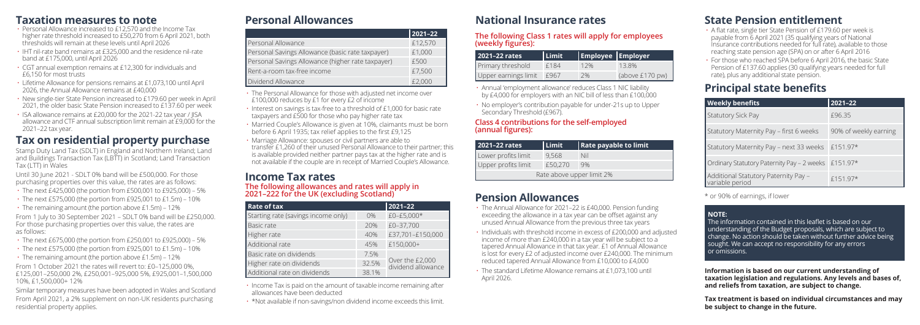## Taxation measures to note

- Personal Allowance increased to £12,570 and the Income Tax higher rate threshold increased to £50,270 from 6 April 2021, both thresholds will remain at these levels until April 2026
- IHT nil-rate band remains at £325,000 and the residence nil-rate band at £175,000, until April 2026
- CGT annual exemption remains at £12,300 for individuals and £6,150 for most trusts
- Lifetime Allowance for pensions remains at £1,073,100 until April 2026, the Annual Allowance remains at £40,000
- New single-tier State Pension increased to £179.60 per week in April 2021, the older basic State Pension increased to £137.60 per week
- ISA allowance remains at £20,000 for the 2021-22 tax year / JISA allowance and CTF annual subscription limit remain at £9,000 for the 2021–22 tax year.

## Tax on residential property purchase

Stamp Duty Land Tax (SDLT) in England and Northern Ireland; Land and Buildings Transaction Tax (LBTT) in Scotland; Land Transaction Tax (LTT) in Wales

Until 30 June 2021 - SDLT 0% band will be £500,000. For those purchasing properties over this value, the rates are as follows:

- The next £425,000 (the portion from £500,001 to £925,000) – 5%
- The next £575,000 (the portion from £925,001 to £1.5m) – 10%
- The remaining amount (the portion above £1.5m) – 12%

From 1 July to 30 September 2021 – SDLT 0% band will be £250,000. For those purchasing properties over this value, the rates are as follows:

- The next £675,000 (the portion from £250,001 to £925,000) – 5%
- The next £575,000 (the portion from £925,001 to £1.5m) – 10%
- The remaining amount (the portion above £1.5m) – 12%

From 1 October 2021 the rates will revert to: £0–125,000 0%, £125,001–250,000 2%, £250,001–925,000 5%, £925,001–1,500,000 10%, £1,500,000+ 12%

Similar temporary measures have been adopted in Wales and Scotland

From April 2021, a 2% supplement on non-UK residents purchasing residential property applies.

## Personal Allowances

| | 2021–22 |
|---|---|
| Personal Allowance | £12,570 |
| Personal Savings Allowance (basic rate taxpayer) | £1,000 |
| Personal Savings Allowance (higher rate taxpayer) | £500 |
| Rent-a-room tax-free income | £7,500 |
| Dividend Allowance | £2,000 |

- The Personal Allowance for those with adjusted net income over £100,000 reduces by £1 for every £2 of income
- Interest on savings is tax-free to a threshold of £1,000 for basic rate taxpayers and £500 for those who pay higher rate tax
- Married Couple's Allowance is given at 10%, claimants must be born before 6 April 1935; tax relief applies to the first £9,125
- Marriage Allowance: spouses or civil partners are able to transfer £1,260 of their unused Personal Allowance to their partner; this is available provided neither partner pays tax at the higher rate and is not available if the couple are in receipt of Married Couple's Allowance.

## Income Tax rates

### The following allowances and rates will apply in 2021–222 for the UK (excluding Scotland)

| Rate of tax | | 2021–22 |
|---|---|---|
| Starting rate (savings income only) | 0% | £0–£5,000* |
| Basic rate | 20% | £0–37,700 |
| Higher rate | 40% | £37,701–£150,000 |
| Additional rate | 45% | £150,000+ |
| Basic rate on dividends | 7.5% | Over the £2,000 dividend allowance |
| Higher rate on dividends | 32.5% | |
| Additional rate on dividends | 38.1% | |

- Income Tax is paid on the amount of taxable income remaining after allowances have been deducted
- *Not available if non-savings/non dividend income exceeds this limit.

## National Insurance rates

### The following Class 1 rates will apply for employees (weekly figures):

| 2021–22 rates | Limit | Employee | Employer |
|---|---|---|---|
| Primary threshold | £184 | 12% | 13.8% |
| Upper earnings limit | £967 | 2% | (above £170 pw) |

- Annual 'employment allowance' reduces Class 1 NIC liability by £4,000 for employers with an NIC bill of less than £100,000
- No employer's contribution payable for under-21s up to Upper Secondary Threshold (£967).

### Class 4 contributions for the self-employed (annual figures):

| 2021–22 rates | Limit | Rate payable to limit |
|---|---|---|
| Lower profits limit | 9,568 | Nil |
| Upper profits limit | £50,270 | 9% |
| Rate above upper limit 2% | | |

## Pension Allowances

- The Annual Allowance for 2021–22 is £40,000. Pension funding exceeding the allowance in a tax year can be offset against any unused Annual Allowance from the previous three tax years
- Individuals with threshold income in excess of £200,000 and adjusted income of more than £240,000 in a tax year will be subject to a tapered Annual Allowance in that tax year. £1 of Annual Allowance is lost for every £2 of adjusted income over £240,000. The minimum reduced tapered Annual Allowance from £10,000 to £4,000
- The standard Lifetime Allowance remains at £1,073,100 until April 2026.

## State Pension entitlement

- A flat rate, single tier State Pension of £179.60 per week is payable from 6 April 2021 (35 qualifying years of National Insurance contributions needed for full rate), available to those reaching state pension age (SPA) on or after 6 April 2016
- For those who reached SPA before 6 April 2016, the basic State Pension of £137.60 applies (30 qualifying years needed for full rate), plus any additional state pension.

## Principal state benefits

| Weekly benefits | 2021–22 |
|---|---|
| Statutory Sick Pay | £96.35 |
| Statutory Maternity Pay – first 6 weeks | 90% of weekly earning |
| Statutory Maternity Pay – next 33 weeks | £151.97* |
| Ordinary Statutory Paternity Pay – 2 weeks | £151.97* |
| Additional Statutory Paternity Pay – variable period | £151.97* |

\* or 90% of earnings, if lower

**NOTE:**
The information contained in this leaflet is based on our understanding of the Budget proposals, which are subject to change. No action should be taken without further advice being sought. We can accept no responsibility for any errors or omissions.

**Information is based on our current understanding of taxation legislation and regulations. Any levels and bases of, and reliefs from taxation, are subject to change.**

**Tax treatment is based on individual circumstances and may be subject to change in the future.**